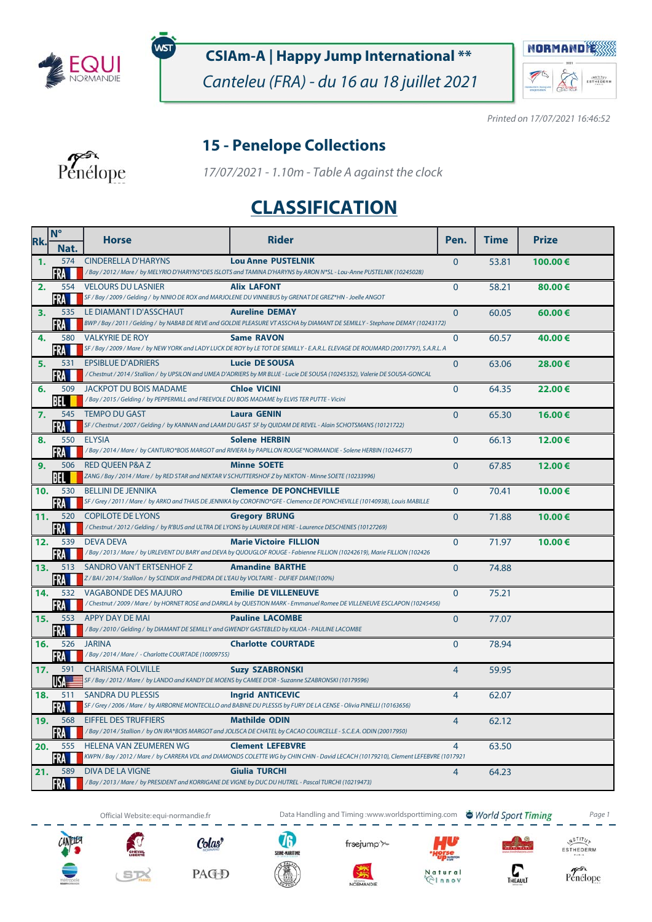**CSIAm-A | Happy Jump International \*\***

*Canteleu (FRA) - du 16 au 18 juillet 2021*

*Printed on 17/07/2021 16:46:52*

## 15 - Penelope Collections

*17/07/2021 - 1.10m - Table A against the clock*

# CLASSIFICATION

| Rk. | N° Nat. | Horse | Rider | Pen. | Time | Prize |
|---|---|---|---|---|---|---|
| 1. | 574 FRA | CINDERELLA D'HARYNS / Bay / 2012 / Mare / by MELYRIO D'HARYNS\*DES ISLOTS and TAMINA D'HARYNS by ARON N\*SL - Lou-Anne PUSTELNIK (10245028) | Lou Anne PUSTELNIK | 0 | 53.81 | 100.00 € |
| 2. | 554 FRA | VELOURS DU LASNIER SF / Bay / 2009 / Gelding / by NINIO DE ROX and MARJOLENE DU VINNEBUS by GRENAT DE GREZ\*HN - Joelle ANGOT | Alix LAFONT | 0 | 58.21 | 80.00 € |
| 3. | 535 FRA | LE DIAMANT I D'ASSCHAUT BWP / Bay / 2011 / Gelding / by NABAB DE REVE and GOLDIE PLEASURE VT ASSCHA by DIAMANT DE SEMILLY - Stephane DEMAY (10243172) | Aureline DEMAY | 0 | 60.05 | 60.00 € |
| 4. | 580 FRA | VALKYRIE DE ROY SF / Bay / 2009 / Mare / by NEW YORK and LADY LUCK DE ROY by LE TOT DE SEMILLY - E.A.R.L. ELEVAGE DE ROUMARD (20017797), S.A.R.L. A | Same RAVON | 0 | 60.57 | 40.00 € |
| 5. | 531 FRA | EPSIBLUE D'ADRIERS / Chestnut / 2014 / Stallion / by UPSILON and UMEA D'ADRIERS by MR BLUE - Lucie DE SOUSA (10245352), Valerie DE SOUSA-GONCAL | Lucie DE SOUSA | 0 | 63.06 | 28.00 € |
| 6. | 509 BEL | JACKPOT DU BOIS MADAME / Bay / 2015 / Gelding / by PEPPERMILL and FREEVOLE DU BOIS MADAME by ELVIS TER PUTTE - Vicini | Chloe VICINI | 0 | 64.35 | 22.00 € |
| 7. | 545 FRA | TEMPO DU GAST SF / Chestnut / 2007 / Gelding / by KANNAN and LAAM DU GAST SF by QUIDAM DE REVEL - Alain SCHOTSMANS (10121722) | Laura GENIN | 0 | 65.30 | 16.00 € |
| 8. | 550 FRA | ELYSIA / Bay / 2014 / Mare / by CANTURO\*BOIS MARGOT and RIVIERA by PAPILLON ROUGE\*NORMANDIE - Solene HERBIN (10244577) | Solene HERBIN | 0 | 66.13 | 12.00 € |
| 9. | 506 BEL | RED QUEEN P&A Z ZANG / Bay / 2014 / Mare / by RED STAR and NEKTAR V SCHUTTERSHOF Z by NEKTON - Minne SOETE (10233996) | Minne SOETE | 0 | 67.85 | 12.00 € |
| 10. | 530 FRA | BELLINI DE JENNIKA SF / Grey / 2011 / Mare / by ARKO and THAIS DE JENNIKA by COROFINO\*GFE - Clemence DE PONCHEVILLE (10140938), Louis MABILLE | Clemence DE PONCHEVILLE | 0 | 70.41 | 10.00 € |
| 11. | 520 FRA | COPILOTE DE LYONS / Chestnut / 2012 / Gelding / by R'BUS and ULTRA DE LYONS by LAURIER DE HERE - Laurence DESCHENES (10127269) | Gregory BRUNG | 0 | 71.88 | 10.00 € |
| 12. | 539 FRA | DEVA DEVA / Bay / 2013 / Mare / by URLEVENT DU BARY and DEVA by QUOUGLOF ROUGE - Fabienne FILLION (10242619), Marie FILLION (102426 | Marie Victoire FILLION | 0 | 71.97 | 10.00 € |
| 13. | 513 FRA | SANDRO VAN'T ERTSENHOF Z Z / BAI / 2014 / Stallion / by SCENDIX and PHEDRA DE L'EAU by VOLTAIRE - DUFIEF DIANE(100%) | Amandine BARTHE | 0 | 74.88 | |
| 14. | 532 FRA | VAGABONDE DES MAJURO / Chestnut / 2009 / Mare / by HORNET ROSE and DARKLA by QUESTION MARK - Emmanuel Romee DE VILLENEUVE ESCLAPON (10245456) | Emilie DE VILLENEUVE | 0 | 75.21 | |
| 15. | 553 FRA | APPY DAY DE MAI / Bay / 2010 / Gelding / by DIAMANT DE SEMILLY and GWENDY GASTEBLED by KILIOA - PAULINE LACOMBE | Pauline LACOMBE | 0 | 77.07 | |
| 16. | 526 FRA | JARINA / Bay / 2014 / Mare / - Charlotte COURTADE (10009755) | Charlotte COURTADE | 0 | 78.94 | |
| 17. | 591 USA | CHARISMA FOLVILLE SF / Bay / 2012 / Mare / by LANDO and KANDY DE MOENS by CAMEE D'OR - Suzanne SZABRONSKI (10179596) | Suzy SZABRONSKI | 4 | 59.95 | |
| 18. | 511 FRA | SANDRA DU PLESSIS SF / Grey / 2006 / Mare / by AIRBORNE MONTECILLO and BABINE DU PLESSIS by FURY DE LA CENSE - Olivia PINELLI (10163656) | Ingrid ANTICEVIC | 4 | 62.07 | |
| 19. | 568 FRA | EIFFEL DES TRUFFIERS / Bay / 2014 / Stallion / by ON IRA\*BOIS MARGOT and JOLISCA DE CHATEL by CACAO COURCELLE - S.C.E.A. ODIN (20017950) | Mathilde ODIN | 4 | 62.12 | |
| 20. | 555 FRA | HELENA VAN ZEUMEREN WG KWPN / Bay / 2012 / Mare / by CARRERA VDL and DIAMONDS COLETTE WG by CHIN CHIN - David LECACH (10179210), Clement LEFEBVRE (1017921 | Clement LEFEBVRE | 4 | 63.50 | |
| 21. | 589 FRA | DIVA DE LA VIGNE / Bay / 2013 / Mare / by PRESIDENT and KORRIGANE DE VIGNE by DUC DU HUTREL - Pascal TURCHI (10219473) | Giulia TURCHI | 4 | 64.23 | |

Official Website: equi-normandie.fr — Data Handling and Timing : www.worldsporttiming.com — World Sport Timing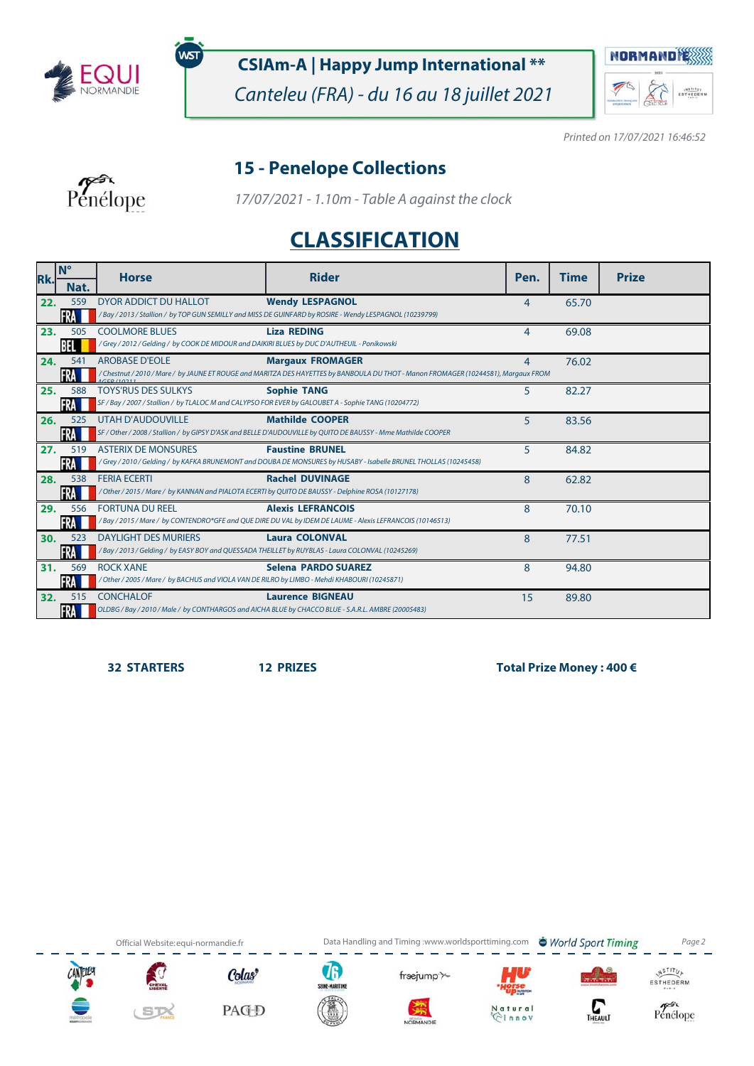**CSIAm-A | Happy Jump International ****

*Canteleu (FRA) - du 16 au 18 juillet 2021*

*Printed on 17/07/2021 16:46:52*

## 15 - Penelope Collections

*17/07/2021 - 1.10m - Table A against the clock*

# CLASSIFICATION

| Rk. | N° / Nat. | Horse | Rider | Pen. | Time | Prize |
|---|---|---|---|---|---|---|
| 22. | 559 FRA | DYOR ADDICT DU HALLOT<br>/ Bay / 2013 / Stallion / by TOP GUN SEMILLY and MISS DE GUINFARD by ROSIRE - Wendy LESPAGNOL (10239799) | **Wendy LESPAGNOL** | 4 | 65.70 | |
| 23. | 505 BEL | COOLMORE BLUES<br>/ Grey / 2012 / Gelding / by COOK DE MIDOUR and DAIKIRI BLUES by DUC D'AUTHEUIL - Ponikowski | **Liza REDING** | 4 | 69.08 | |
| 24. | 541 FRA | AROBASE D'EOLE<br>/ Chestnut / 2010 / Mare / by JAUNE ET ROUGE and MARITZA DES HAYETTES by BANBOULA DU THOT - Manon FROMAGER (10244581), Margaux FROM AGER (10211... | **Margaux FROMAGER** | 4 | 76.02 | |
| 25. | 588 FRA | TOYS'RUS DES SULKYS<br>SF / Bay / 2007 / Stallion / by TLALOC M and CALYPSO FOR EVER by GALOUBET A - Sophie TANG (10204772) | **Sophie TANG** | 5 | 82.27 | |
| 26. | 525 FRA | UTAH D'AUDOUVILLE<br>SF / Other / 2008 / Stallion / by GIPSY D'ASK and BELLE D'AUDOUVILLE by QUITO DE BAUSSY - Mme Mathilde COOPER | **Mathilde COOPER** | 5 | 83.56 | |
| 27. | 519 FRA | ASTERIX DE MONSURES<br>/ Grey / 2010 / Gelding / by KAFKA BRUNEMONT and DOUBA DE MONSURES by HUSABY - Isabelle BRUNEL THOLLAS (10245458) | **Faustine BRUNEL** | 5 | 84.82 | |
| 28. | 538 FRA | FERIA ECERTI<br>/ Other / 2015 / Mare / by KANNAN and PIALOTA ECERTI by QUITO DE BAUSSY - Delphine ROSA (10127178) | **Rachel DUVINAGE** | 8 | 62.82 | |
| 29. | 556 FRA | FORTUNA DU REEL<br>/ Bay / 2015 / Mare / by CONTENDRO*GFE and QUE DIRE DU VAL by IDEM DE LAUME - Alexis LEFRANCOIS (10146513) | **Alexis LEFRANCOIS** | 8 | 70.10 | |
| 30. | 523 FRA | DAYLIGHT DES MURIERS<br>/ Bay / 2013 / Gelding / by EASY BOY and QUESSADA THEILLET by RUYBLAS - Laura COLONVAL (10245269) | **Laura COLONVAL** | 8 | 77.51 | |
| 31. | 569 FRA | ROCK XANE<br>/ Other / 2005 / Mare / by BACHUS and VIOLA VAN DE RILRO by LIMBO - Mehdi KHABOURI (10245871) | **Selena PARDO SUAREZ** | 8 | 94.80 | |
| 32. | 515 FRA | CONCHALOF<br>OLDBG / Bay / 2010 / Male / by CONTHARGOS and AICHA BLUE by CHACCO BLUE - S.A.R.L. AMBRE (20005483) | **Laurence BIGNEAU** | 15 | 89.80 | |

**32 STARTERS** **12 PRIZES** **Total Prize Money : 400 €**

Official Website: equi-normandie.fr Data Handling and Timing : www.worldsporttiming.com World Sport Timing